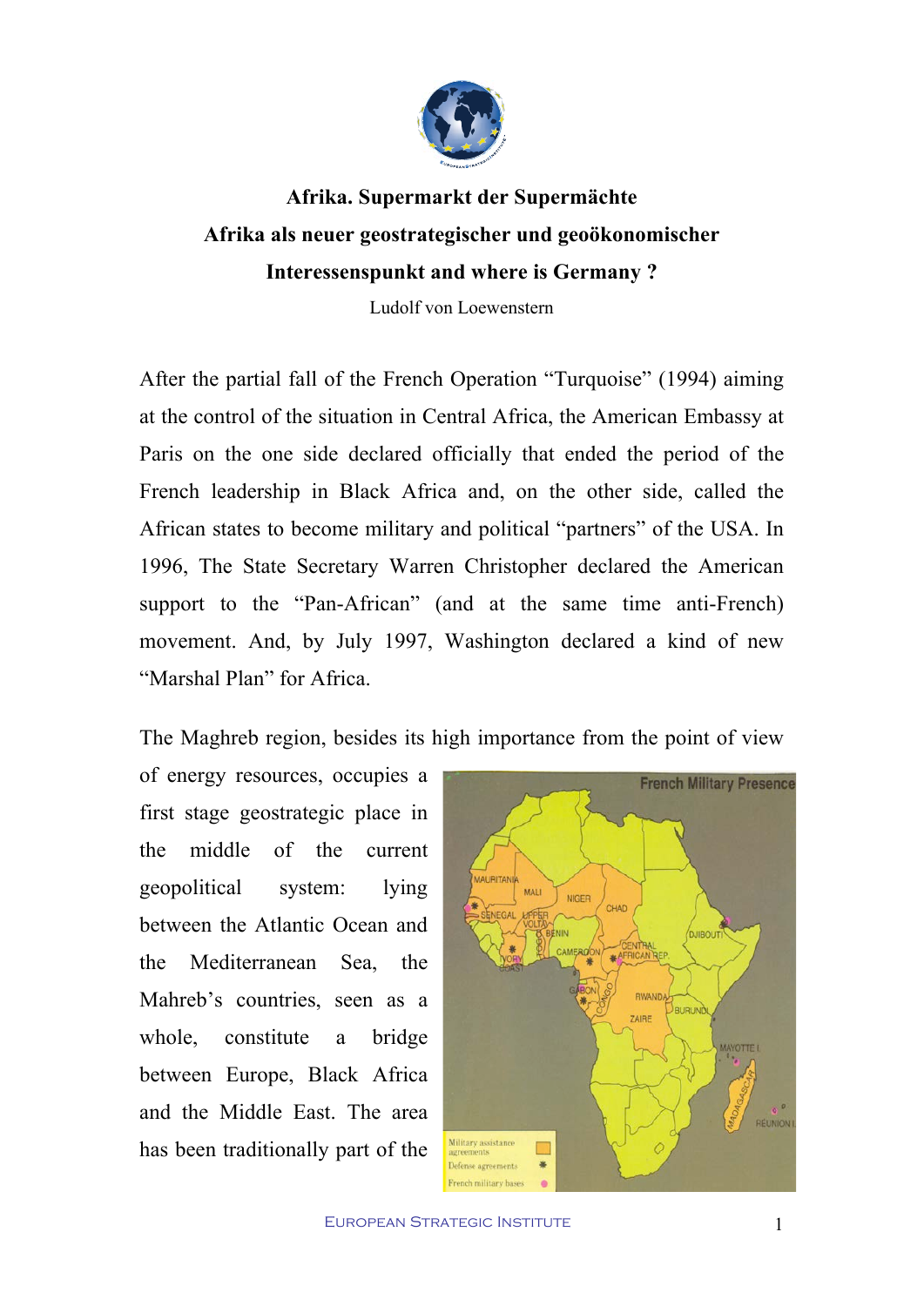# Afrika. Supermarkt der Supermächte

## Afrika als neuer geostrategischer und geoökonomischer Interessenspunkt and where is Germany ?

Ludolf von Loewenstern

After the partial fall of the French Operation "Turquoise" (1994) aiming at the control of the situation in Central Africa, the American Embassy at Paris on the one side declared officially that ended the period of the French leadership in Black Africa and, on the other side, called the African states to become military and political "partners" of the USA. In 1996, The State Secretary Warren Christopher declared the American support to the "Pan-African" (and at the same time anti-French) movement. And, by July 1997, Washington declared a kind of new "Marshal Plan" for Africa.

The Maghreb region, besides its high importance from the point of view of energy resources, occupies a first stage geostrategic place in the middle of the current geopolitical system: lying between the Atlantic Ocean and the Mediterranean Sea, the Mahreb's countries, seen as a whole, constitute a bridge between Europe, Black Africa and the Middle East. The area has been traditionally part of the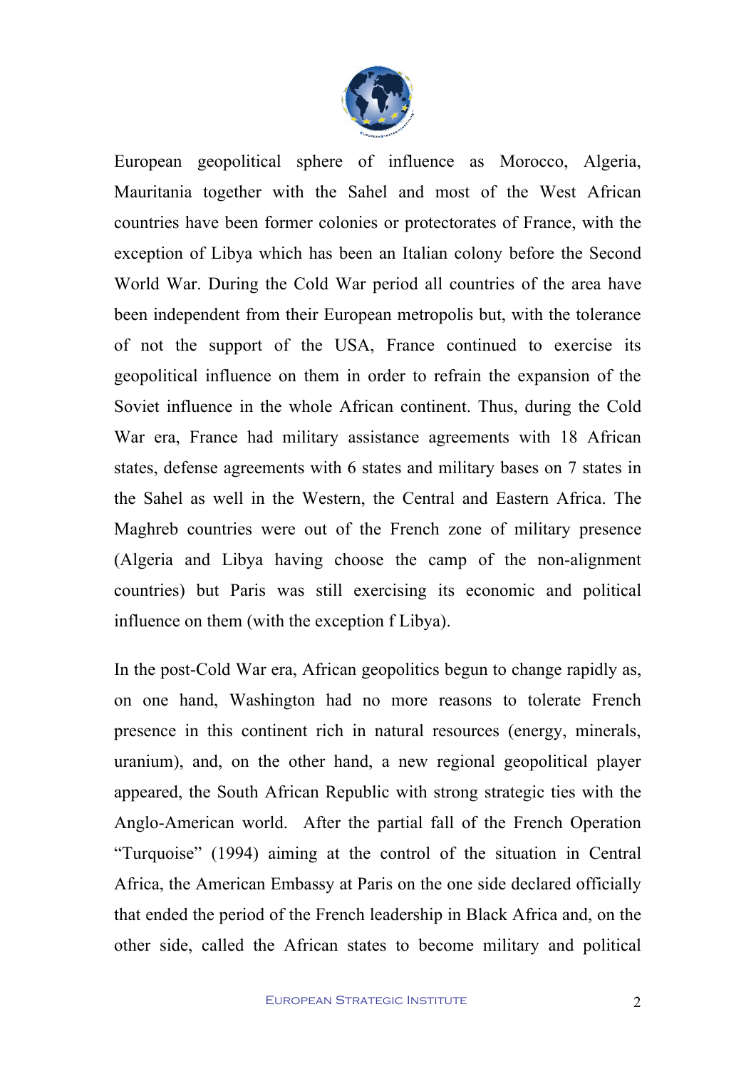European geopolitical sphere of influence as Morocco, Algeria, Mauritania together with the Sahel and most of the West African countries have been former colonies or protectorates of France, with the exception of Libya which has been an Italian colony before the Second World War. During the Cold War period all countries of the area have been independent from their European metropolis but, with the tolerance of not the support of the USA, France continued to exercise its geopolitical influence on them in order to refrain the expansion of the Soviet influence in the whole African continent. Thus, during the Cold War era, France had military assistance agreements with 18 African states, defense agreements with 6 states and military bases on 7 states in the Sahel as well in the Western, the Central and Eastern Africa. The Maghreb countries were out of the French zone of military presence (Algeria and Libya having choose the camp of the non-alignment countries) but Paris was still exercising its economic and political influence on them (with the exception f Libya).

In the post-Cold War era, African geopolitics begun to change rapidly as, on one hand, Washington had no more reasons to tolerate French presence in this continent rich in natural resources (energy, minerals, uranium), and, on the other hand, a new regional geopolitical player appeared, the South African Republic with strong strategic ties with the Anglo-American world. After the partial fall of the French Operation "Turquoise" (1994) aiming at the control of the situation in Central Africa, the American Embassy at Paris on the one side declared officially that ended the period of the French leadership in Black Africa and, on the other side, called the African states to become military and political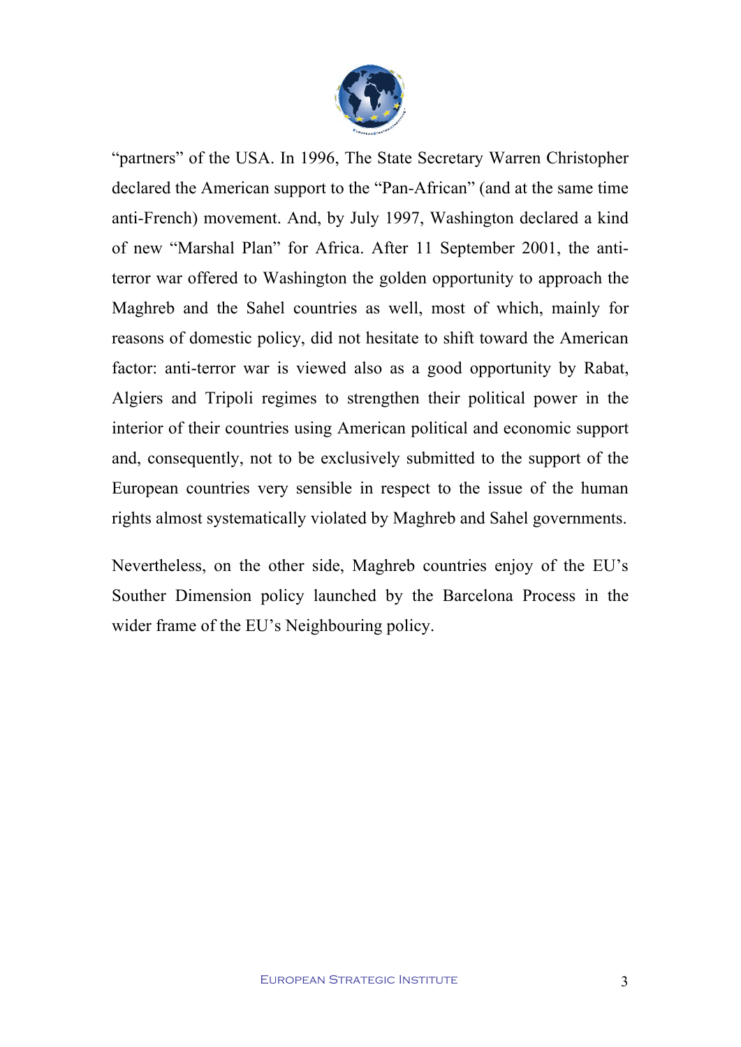"partners" of the USA. In 1996, The State Secretary Warren Christopher declared the American support to the "Pan-African" (and at the same time anti-French) movement. And, by July 1997, Washington declared a kind of new "Marshal Plan" for Africa. After 11 September 2001, the anti-terror war offered to Washington the golden opportunity to approach the Maghreb and the Sahel countries as well, most of which, mainly for reasons of domestic policy, did not hesitate to shift toward the American factor: anti-terror war is viewed also as a good opportunity by Rabat, Algiers and Tripoli regimes to strengthen their political power in the interior of their countries using American political and economic support and, consequently, not to be exclusively submitted to the support of the European countries very sensible in respect to the issue of the human rights almost systematically violated by Maghreb and Sahel governments.

Nevertheless, on the other side, Maghreb countries enjoy of the EU's Souther Dimension policy launched by the Barcelona Process in the wider frame of the EU's Neighbouring policy.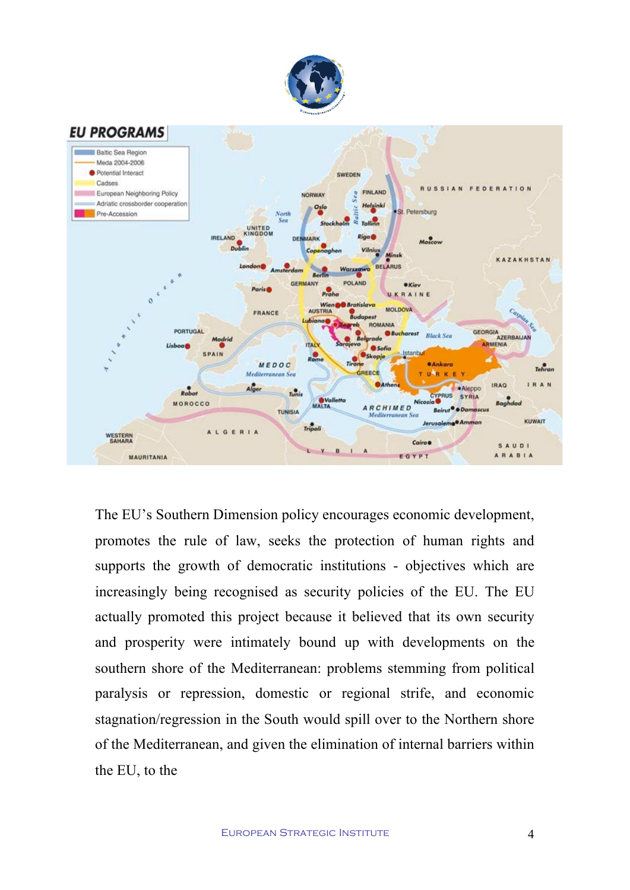The EU's Southern Dimension policy encourages economic development, promotes the rule of law, seeks the protection of human rights and supports the growth of democratic institutions - objectives which are increasingly being recognised as security policies of the EU. The EU actually promoted this project because it believed that its own security and prosperity were intimately bound up with developments on the southern shore of the Mediterranean: problems stemming from political paralysis or repression, domestic or regional strife, and economic stagnation/regression in the South would spill over to the Northern shore of the Mediterranean, and given the elimination of internal barriers within the EU, to the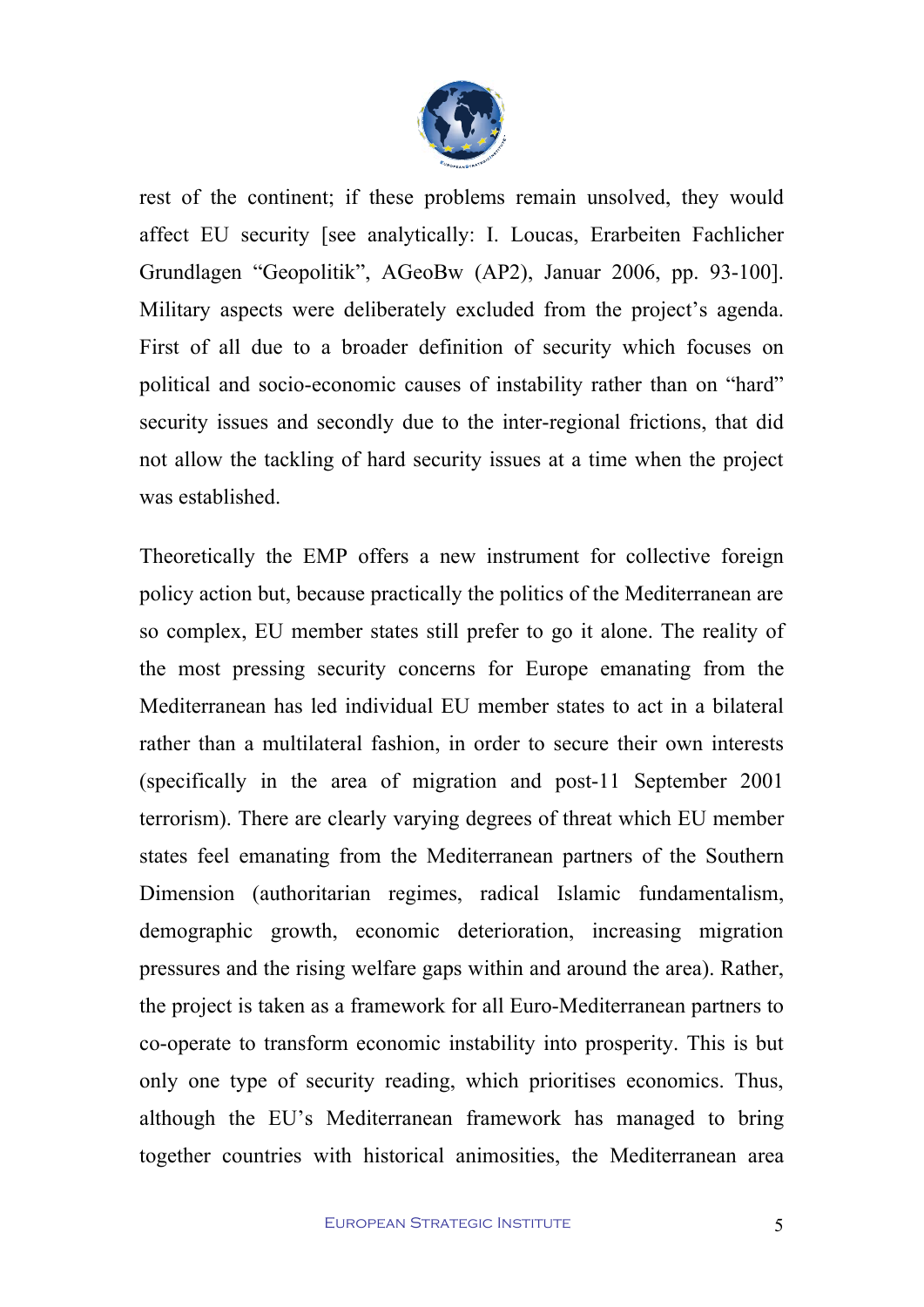rest of the continent; if these problems remain unsolved, they would affect EU security [see analytically: I. Loucas, Erarbeiten Fachlicher Grundlagen "Geopolitik", AGeoBw (AP2), Januar 2006, pp. 93-100]. Military aspects were deliberately excluded from the project's agenda. First of all due to a broader definition of security which focuses on political and socio-economic causes of instability rather than on "hard" security issues and secondly due to the inter-regional frictions, that did not allow the tackling of hard security issues at a time when the project was established.

Theoretically the EMP offers a new instrument for collective foreign policy action but, because practically the politics of the Mediterranean are so complex, EU member states still prefer to go it alone. The reality of the most pressing security concerns for Europe emanating from the Mediterranean has led individual EU member states to act in a bilateral rather than a multilateral fashion, in order to secure their own interests (specifically in the area of migration and post-11 September 2001 terrorism). There are clearly varying degrees of threat which EU member states feel emanating from the Mediterranean partners of the Southern Dimension (authoritarian regimes, radical Islamic fundamentalism, demographic growth, economic deterioration, increasing migration pressures and the rising welfare gaps within and around the area). Rather, the project is taken as a framework for all Euro-Mediterranean partners to co-operate to transform economic instability into prosperity. This is but only one type of security reading, which prioritises economics. Thus, although the EU's Mediterranean framework has managed to bring together countries with historical animosities, the Mediterranean area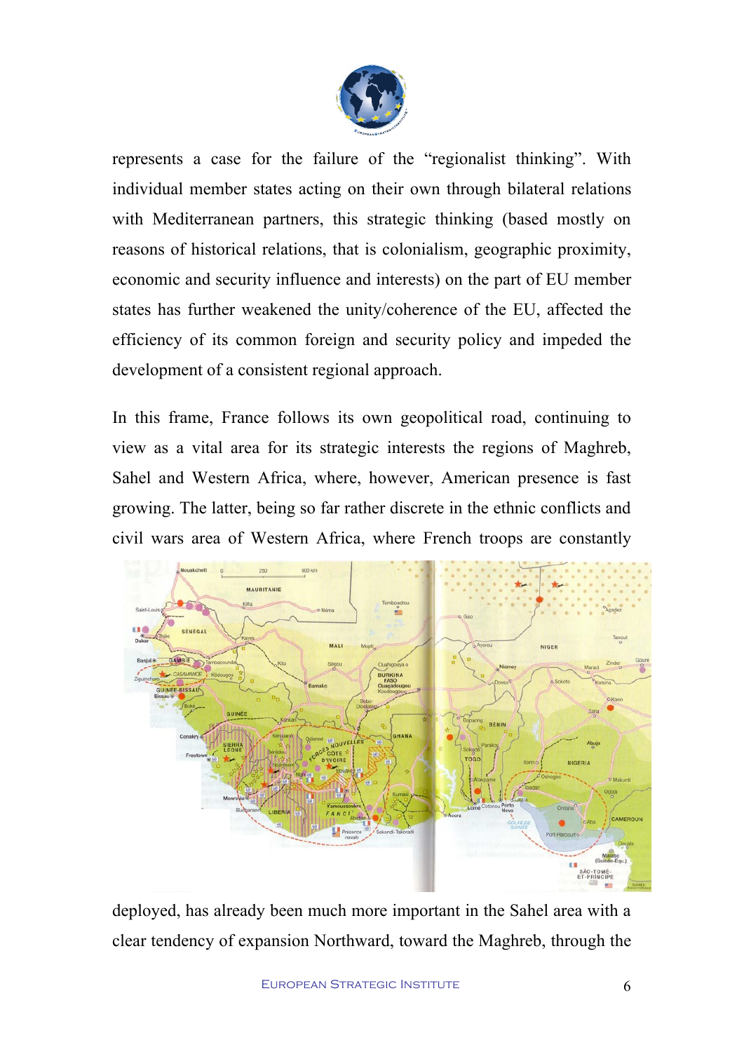represents a case for the failure of the "regionalist thinking". With individual member states acting on their own through bilateral relations with Mediterranean partners, this strategic thinking (based mostly on reasons of historical relations, that is colonialism, geographic proximity, economic and security influence and interests) on the part of EU member states has further weakened the unity/coherence of the EU, affected the efficiency of its common foreign and security policy and impeded the development of a consistent regional approach.

In this frame, France follows its own geopolitical road, continuing to view as a vital area for its strategic interests the regions of Maghreb, Sahel and Western Africa, where, however, American presence is fast growing. The latter, being so far rather discrete in the ethnic conflicts and civil wars area of Western Africa, where French troops are constantly deployed, has already been much more important in the Sahel area with a clear tendency of expansion Northward, toward the Maghreb, through the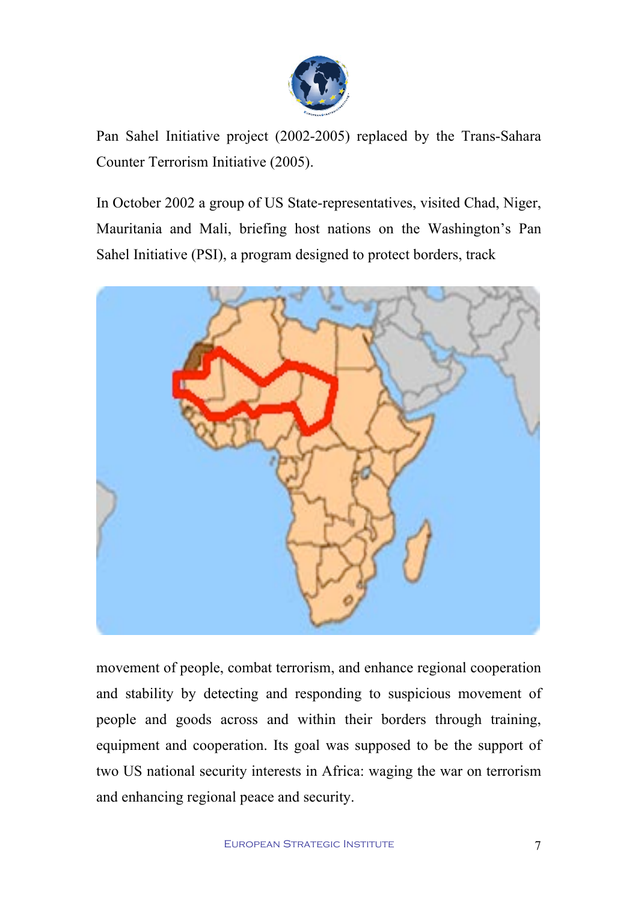Pan Sahel Initiative project (2002-2005) replaced by the Trans-Sahara Counter Terrorism Initiative (2005).

In October 2002 a group of US State-representatives, visited Chad, Niger, Mauritania and Mali, briefing host nations on the Washington's Pan Sahel Initiative (PSI), a program designed to protect borders, track movement of people, combat terrorism, and enhance regional cooperation and stability by detecting and responding to suspicious movement of people and goods across and within their borders through training, equipment and cooperation. Its goal was supposed to be the support of two US national security interests in Africa: waging the war on terrorism and enhancing regional peace and security.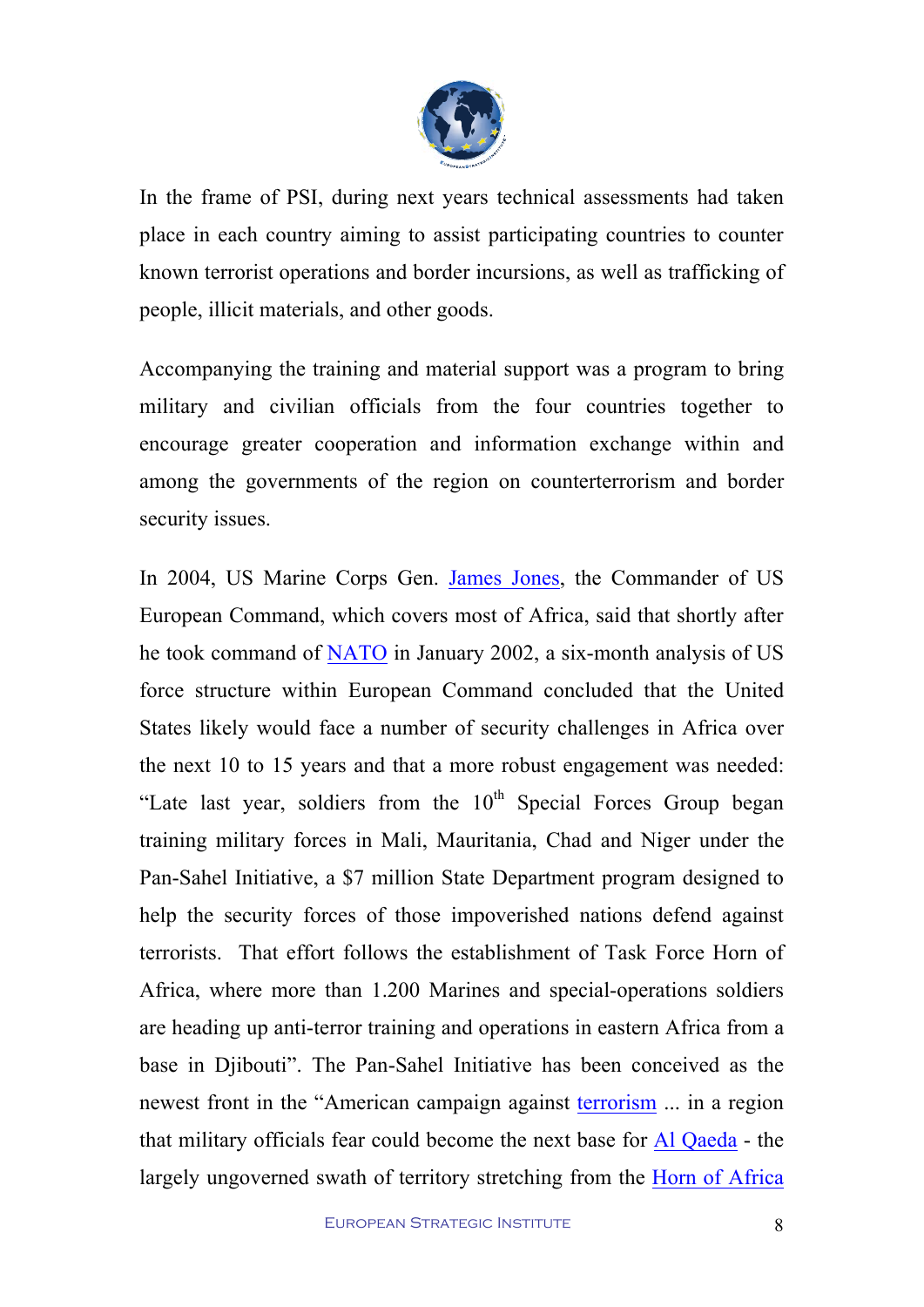In the frame of PSI, during next years technical assessments had taken place in each country aiming to assist participating countries to counter known terrorist operations and border incursions, as well as trafficking of people, illicit materials, and other goods.

Accompanying the training and material support was a program to bring military and civilian officials from the four countries together to encourage greater cooperation and information exchange within and among the governments of the region on counterterrorism and border security issues.

In 2004, US Marine Corps Gen. James Jones, the Commander of US European Command, which covers most of Africa, said that shortly after he took command of NATO in January 2002, a six-month analysis of US force structure within European Command concluded that the United States likely would face a number of security challenges in Africa over the next 10 to 15 years and that a more robust engagement was needed: "Late last year, soldiers from the 10th Special Forces Group began training military forces in Mali, Mauritania, Chad and Niger under the Pan-Sahel Initiative, a $7 million State Department program designed to help the security forces of those impoverished nations defend against terrorists. That effort follows the establishment of Task Force Horn of Africa, where more than 1.200 Marines and special-operations soldiers are heading up anti-terror training and operations in eastern Africa from a base in Djibouti". The Pan-Sahel Initiative has been conceived as the newest front in the "American campaign against terrorism ... in a region that military officials fear could become the next base for Al Qaeda - the largely ungoverned swath of territory stretching from the Horn of Africa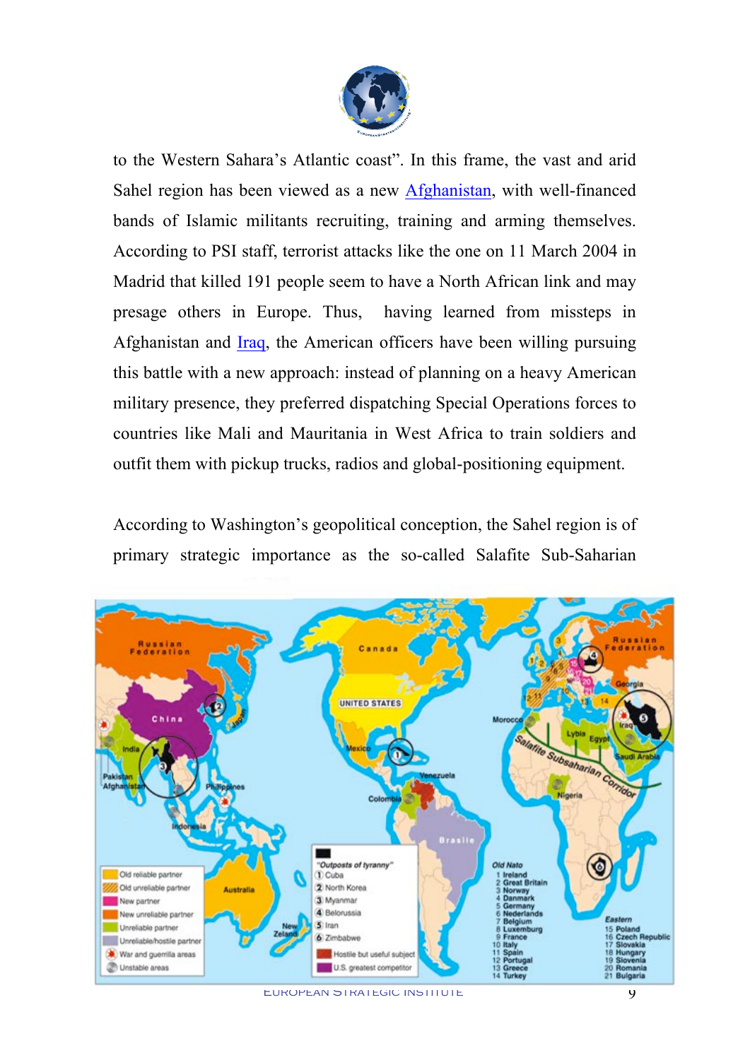to the Western Sahara's Atlantic coast". In this frame, the vast and arid Sahel region has been viewed as a new Afghanistan, with well-financed bands of Islamic militants recruiting, training and arming themselves. According to PSI staff, terrorist attacks like the one on 11 March 2004 in Madrid that killed 191 people seem to have a North African link and may presage others in Europe. Thus, having learned from missteps in Afghanistan and Iraq, the American officers have been willing pursuing this battle with a new approach: instead of planning on a heavy American military presence, they preferred dispatching Special Operations forces to countries like Mali and Mauritania in West Africa to train soldiers and outfit them with pickup trucks, radios and global-positioning equipment.

According to Washington's geopolitical conception, the Sahel region is of primary strategic importance as the so-called Salafite Sub-Saharian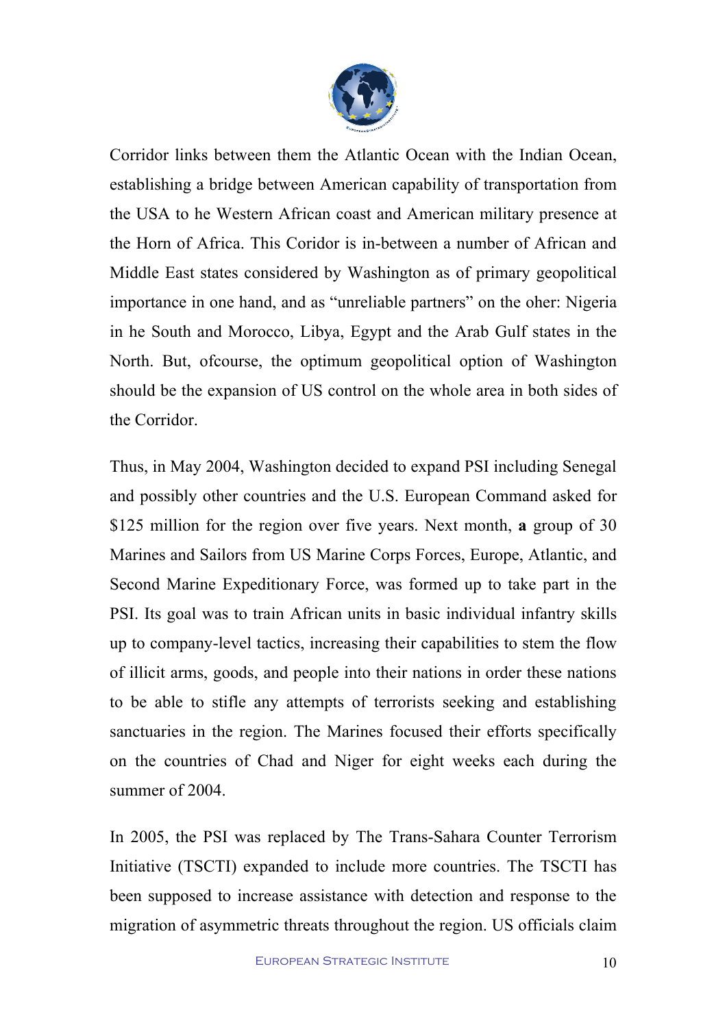Corridor links between them the Atlantic Ocean with the Indian Ocean, establishing a bridge between American capability of transportation from the USA to he Western African coast and American military presence at the Horn of Africa. This Coridor is in-between a number of African and Middle East states considered by Washington as of primary geopolitical importance in one hand, and as "unreliable partners" on the oher: Nigeria in he South and Morocco, Libya, Egypt and the Arab Gulf states in the North. But, ofcourse, the optimum geopolitical option of Washington should be the expansion of US control on the whole area in both sides of the Corridor.

Thus, in May 2004, Washington decided to expand PSI including Senegal and possibly other countries and the U.S. European Command asked for $125 million for the region over five years. Next month, **a** group of 30 Marines and Sailors from US Marine Corps Forces, Europe, Atlantic, and Second Marine Expeditionary Force, was formed up to take part in the PSI. Its goal was to train African units in basic individual infantry skills up to company-level tactics, increasing their capabilities to stem the flow of illicit arms, goods, and people into their nations in order these nations to be able to stifle any attempts of terrorists seeking and establishing sanctuaries in the region. The Marines focused their efforts specifically on the countries of Chad and Niger for eight weeks each during the summer of 2004.

In 2005, the PSI was replaced by The Trans-Sahara Counter Terrorism Initiative (TSCTI) expanded to include more countries. The TSCTI has been supposed to increase assistance with detection and response to the migration of asymmetric threats throughout the region. US officials claim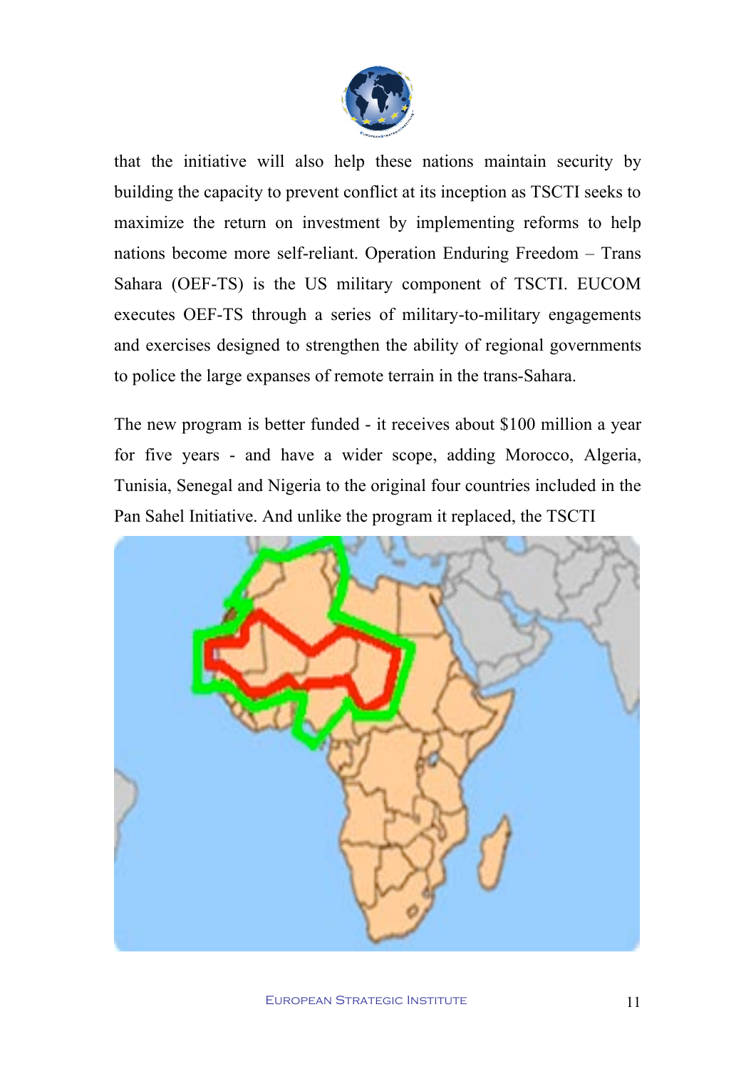that the initiative will also help these nations maintain security by building the capacity to prevent conflict at its inception as TSCTI seeks to maximize the return on investment by implementing reforms to help nations become more self-reliant. Operation Enduring Freedom – Trans Sahara (OEF-TS) is the US military component of TSCTI. EUCOM executes OEF-TS through a series of military-to-military engagements and exercises designed to strengthen the ability of regional governments to police the large expanses of remote terrain in the trans-Sahara.

The new program is better funded - it receives about $100 million a year for five years - and have a wider scope, adding Morocco, Algeria, Tunisia, Senegal and Nigeria to the original four countries included in the Pan Sahel Initiative. And unlike the program it replaced, the TSCTI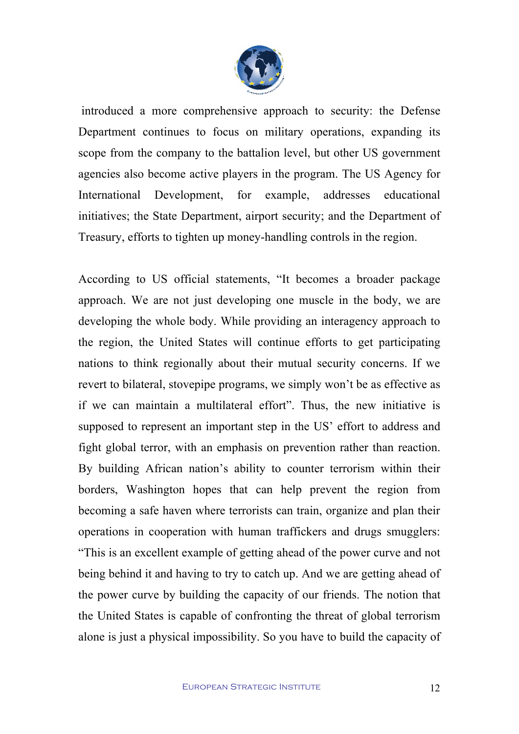introduced a more comprehensive approach to security: the Defense Department continues to focus on military operations, expanding its scope from the company to the battalion level, but other US government agencies also become active players in the program. The US Agency for International Development, for example, addresses educational initiatives; the State Department, airport security; and the Department of Treasury, efforts to tighten up money-handling controls in the region.

According to US official statements, "It becomes a broader package approach. We are not just developing one muscle in the body, we are developing the whole body. While providing an interagency approach to the region, the United States will continue efforts to get participating nations to think regionally about their mutual security concerns. If we revert to bilateral, stovepipe programs, we simply won't be as effective as if we can maintain a multilateral effort". Thus, the new initiative is supposed to represent an important step in the US' effort to address and fight global terror, with an emphasis on prevention rather than reaction. By building African nation's ability to counter terrorism within their borders, Washington hopes that can help prevent the region from becoming a safe haven where terrorists can train, organize and plan their operations in cooperation with human traffickers and drugs smugglers: "This is an excellent example of getting ahead of the power curve and not being behind it and having to try to catch up. And we are getting ahead of the power curve by building the capacity of our friends. The notion that the United States is capable of confronting the threat of global terrorism alone is just a physical impossibility. So you have to build the capacity of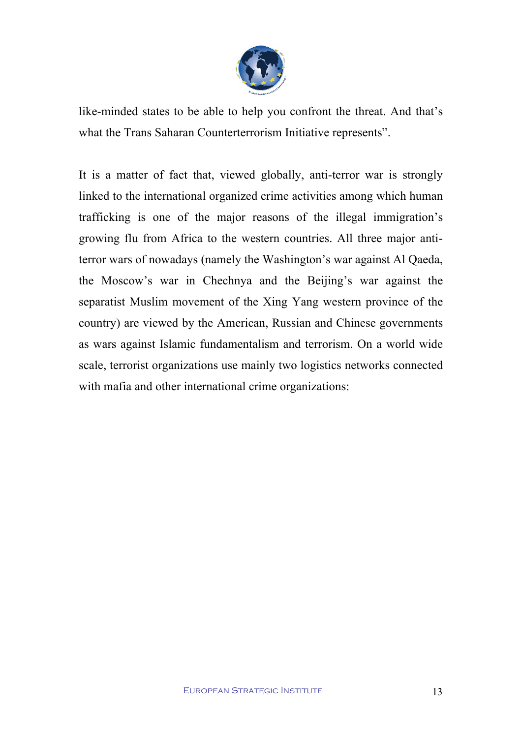like-minded states to be able to help you confront the threat. And that's what the Trans Saharan Counterterrorism Initiative represents".

It is a matter of fact that, viewed globally, anti-terror war is strongly linked to the international organized crime activities among which human trafficking is one of the major reasons of the illegal immigration's growing flu from Africa to the western countries. All three major anti-terror wars of nowadays (namely the Washington's war against Al Qaeda, the Moscow's war in Chechnya and the Beijing's war against the separatist Muslim movement of the Xing Yang western province of the country) are viewed by the American, Russian and Chinese governments as wars against Islamic fundamentalism and terrorism. On a world wide scale, terrorist organizations use mainly two logistics networks connected with mafia and other international crime organizations: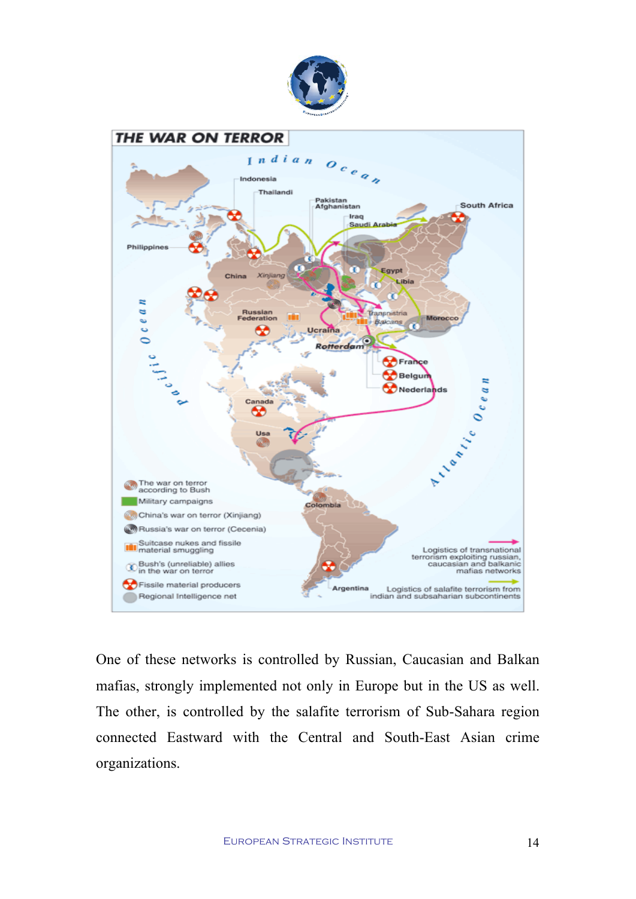One of these networks is controlled by Russian, Caucasian and Balkan mafias, strongly implemented not only in Europe but in the US as well. The other, is controlled by the salafite terrorism of Sub-Sahara region connected Eastward with the Central and South-East Asian crime organizations.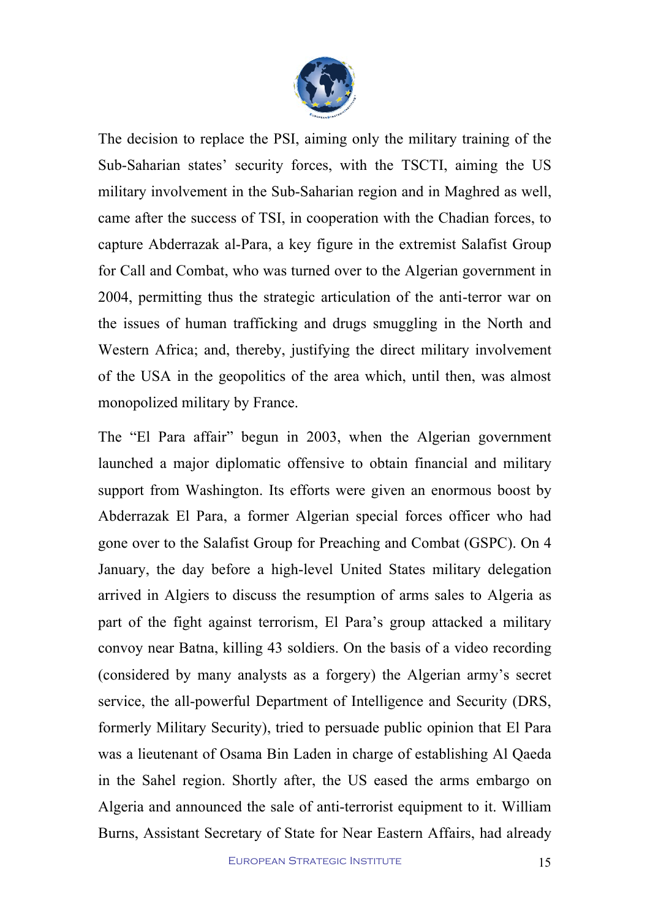The decision to replace the PSI, aiming only the military training of the Sub-Saharian states' security forces, with the TSCTI, aiming the US military involvement in the Sub-Saharian region and in Maghred as well, came after the success of TSI, in cooperation with the Chadian forces, to capture Abderrazak al-Para, a key figure in the extremist Salafist Group for Call and Combat, who was turned over to the Algerian government in 2004, permitting thus the strategic articulation of the anti-terror war on the issues of human trafficking and drugs smuggling in the North and Western Africa; and, thereby, justifying the direct military involvement of the USA in the geopolitics of the area which, until then, was almost monopolized military by France.

The "El Para affair" begun in 2003, when the Algerian government launched a major diplomatic offensive to obtain financial and military support from Washington. Its efforts were given an enormous boost by Abderrazak El Para, a former Algerian special forces officer who had gone over to the Salafist Group for Preaching and Combat (GSPC). On 4 January, the day before a high-level United States military delegation arrived in Algiers to discuss the resumption of arms sales to Algeria as part of the fight against terrorism, El Para's group attacked a military convoy near Batna, killing 43 soldiers. On the basis of a video recording (considered by many analysts as a forgery) the Algerian army's secret service, the all-powerful Department of Intelligence and Security (DRS, formerly Military Security), tried to persuade public opinion that El Para was a lieutenant of Osama Bin Laden in charge of establishing Al Qaeda in the Sahel region. Shortly after, the US eased the arms embargo on Algeria and announced the sale of anti-terrorist equipment to it. William Burns, Assistant Secretary of State for Near Eastern Affairs, had already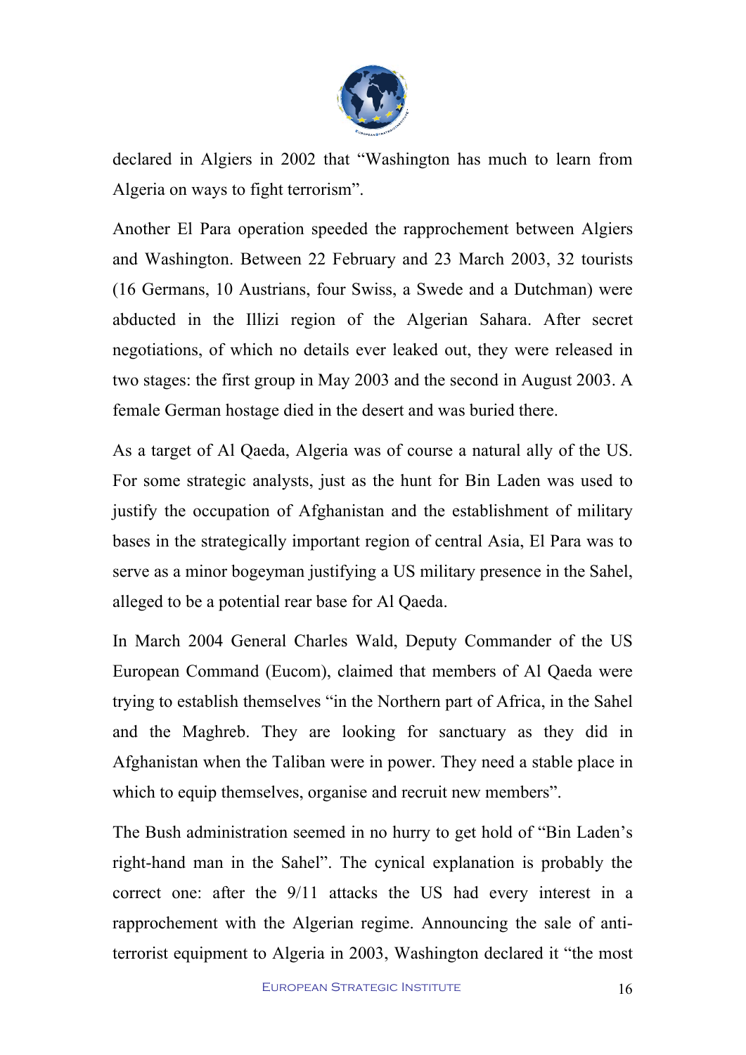declared in Algiers in 2002 that "Washington has much to learn from Algeria on ways to fight terrorism".

Another El Para operation speeded the rapprochement between Algiers and Washington. Between 22 February and 23 March 2003, 32 tourists (16 Germans, 10 Austrians, four Swiss, a Swede and a Dutchman) were abducted in the Illizi region of the Algerian Sahara. After secret negotiations, of which no details ever leaked out, they were released in two stages: the first group in May 2003 and the second in August 2003. A female German hostage died in the desert and was buried there.

As a target of Al Qaeda, Algeria was of course a natural ally of the US. For some strategic analysts, just as the hunt for Bin Laden was used to justify the occupation of Afghanistan and the establishment of military bases in the strategically important region of central Asia, El Para was to serve as a minor bogeyman justifying a US military presence in the Sahel, alleged to be a potential rear base for Al Qaeda.

In March 2004 General Charles Wald, Deputy Commander of the US European Command (Eucom), claimed that members of Al Qaeda were trying to establish themselves "in the Northern part of Africa, in the Sahel and the Maghreb. They are looking for sanctuary as they did in Afghanistan when the Taliban were in power. They need a stable place in which to equip themselves, organise and recruit new members".

The Bush administration seemed in no hurry to get hold of "Bin Laden's right-hand man in the Sahel". The cynical explanation is probably the correct one: after the 9/11 attacks the US had every interest in a rapprochement with the Algerian regime. Announcing the sale of anti-terrorist equipment to Algeria in 2003, Washington declared it "the most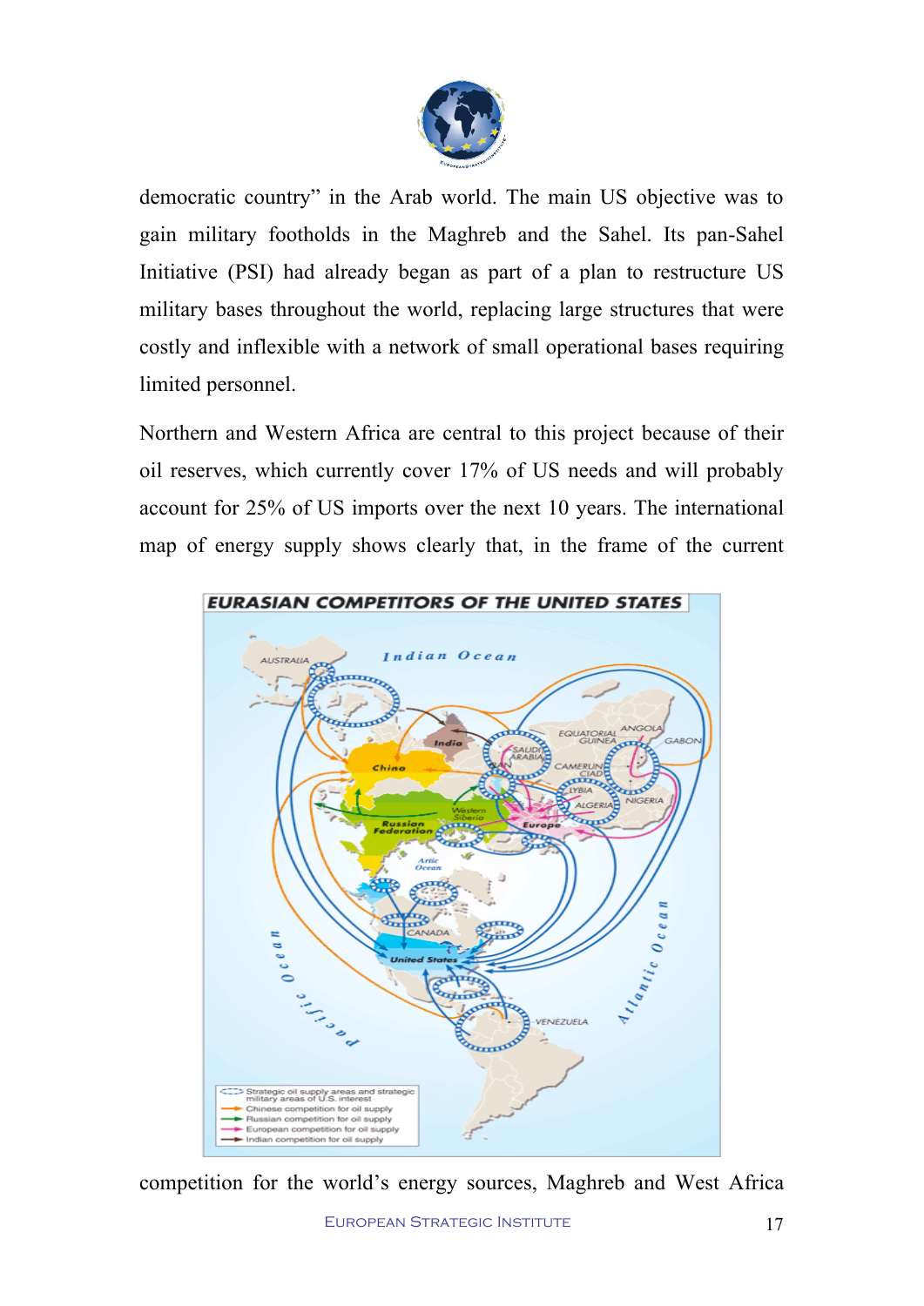democratic country" in the Arab world. The main US objective was to gain military footholds in the Maghreb and the Sahel. Its pan-Sahel Initiative (PSI) had already began as part of a plan to restructure US military bases throughout the world, replacing large structures that were costly and inflexible with a network of small operational bases requiring limited personnel.

Northern and Western Africa are central to this project because of their oil reserves, which currently cover 17% of US needs and will probably account for 25% of US imports over the next 10 years. The international map of energy supply shows clearly that, in the frame of the current

competition for the world's energy sources, Maghreb and West Africa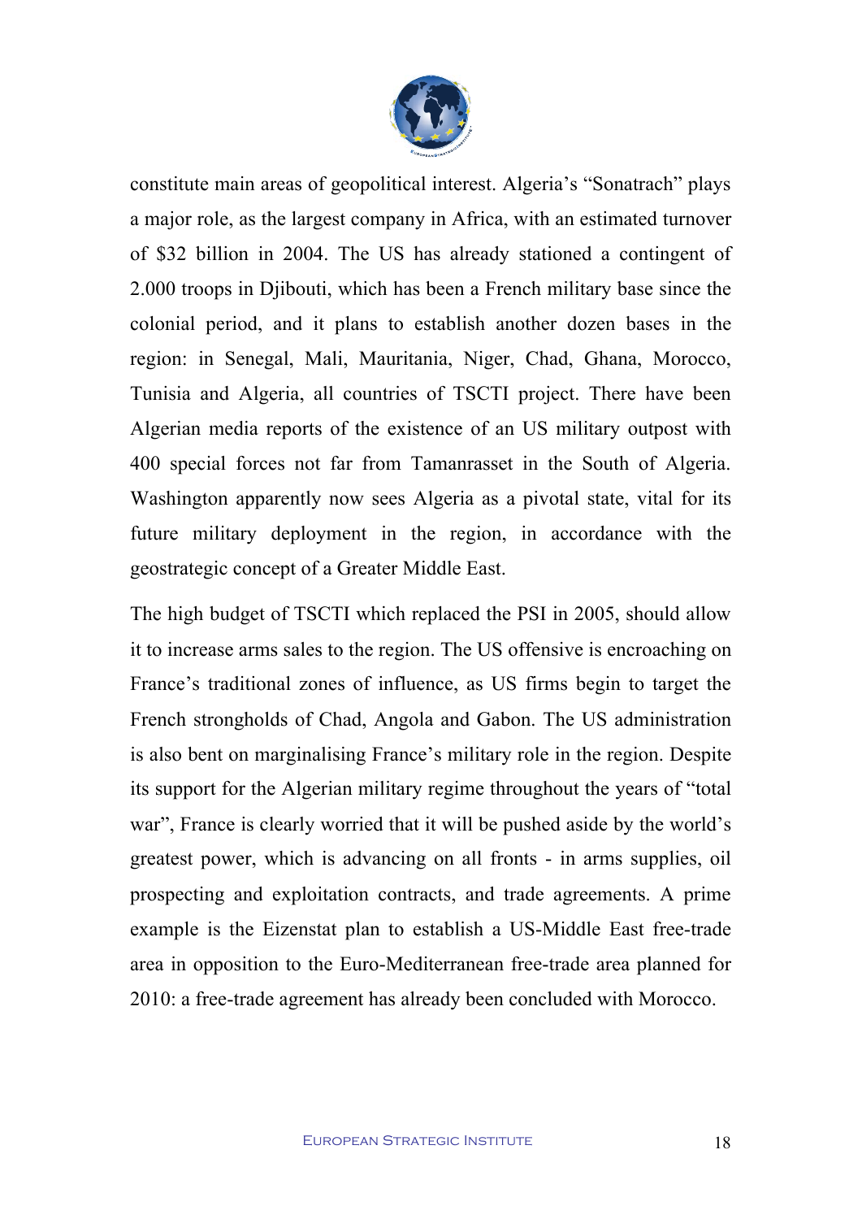constitute main areas of geopolitical interest. Algeria's "Sonatrach" plays a major role, as the largest company in Africa, with an estimated turnover of $32 billion in 2004. The US has already stationed a contingent of 2.000 troops in Djibouti, which has been a French military base since the colonial period, and it plans to establish another dozen bases in the region: in Senegal, Mali, Mauritania, Niger, Chad, Ghana, Morocco, Tunisia and Algeria, all countries of TSCTI project. There have been Algerian media reports of the existence of an US military outpost with 400 special forces not far from Tamanrasset in the South of Algeria. Washington apparently now sees Algeria as a pivotal state, vital for its future military deployment in the region, in accordance with the geostrategic concept of a Greater Middle East.

The high budget of TSCTI which replaced the PSI in 2005, should allow it to increase arms sales to the region. The US offensive is encroaching on France's traditional zones of influence, as US firms begin to target the French strongholds of Chad, Angola and Gabon. The US administration is also bent on marginalising France's military role in the region. Despite its support for the Algerian military regime throughout the years of "total war", France is clearly worried that it will be pushed aside by the world's greatest power, which is advancing on all fronts - in arms supplies, oil prospecting and exploitation contracts, and trade agreements. A prime example is the Eizenstat plan to establish a US-Middle East free-trade area in opposition to the Euro-Mediterranean free-trade area planned for 2010: a free-trade agreement has already been concluded with Morocco.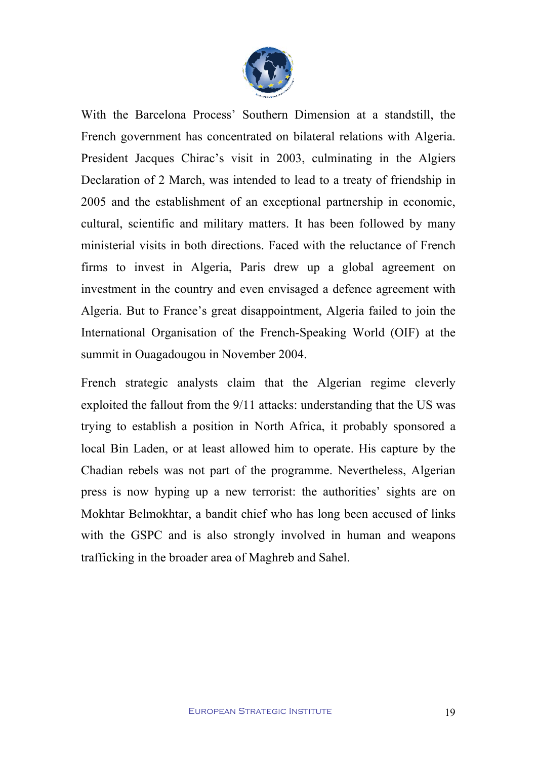With the Barcelona Process' Southern Dimension at a standstill, the French government has concentrated on bilateral relations with Algeria. President Jacques Chirac's visit in 2003, culminating in the Algiers Declaration of 2 March, was intended to lead to a treaty of friendship in 2005 and the establishment of an exceptional partnership in economic, cultural, scientific and military matters. It has been followed by many ministerial visits in both directions. Faced with the reluctance of French firms to invest in Algeria, Paris drew up a global agreement on investment in the country and even envisaged a defence agreement with Algeria. But to France's great disappointment, Algeria failed to join the International Organisation of the French-Speaking World (OIF) at the summit in Ouagadougou in November 2004.

French strategic analysts claim that the Algerian regime cleverly exploited the fallout from the 9/11 attacks: understanding that the US was trying to establish a position in North Africa, it probably sponsored a local Bin Laden, or at least allowed him to operate. His capture by the Chadian rebels was not part of the programme. Nevertheless, Algerian press is now hyping up a new terrorist: the authorities' sights are on Mokhtar Belmokhtar, a bandit chief who has long been accused of links with the GSPC and is also strongly involved in human and weapons trafficking in the broader area of Maghreb and Sahel.